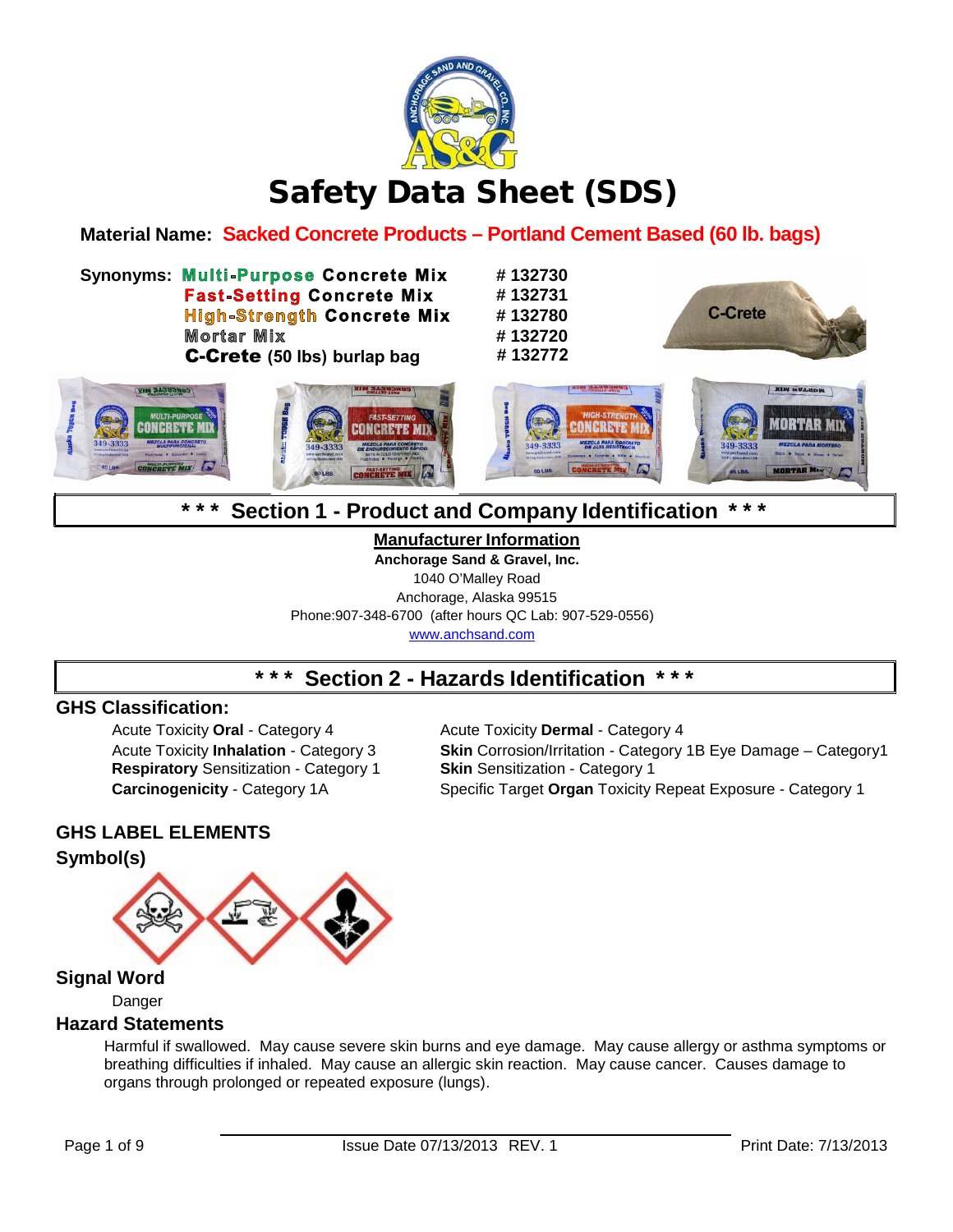# Safety Data Sheet (SDS)

**Material Name:** **Sacked Concrete Products – Portland Cement Based (60 lb. bags)**

**Synonyms:**

| Product | # |
|---|---|
| **Multi-Purpose Concrete Mix** | # 132730 |
| **Fast-Setting Concrete Mix** | # 132731 |
| **High-Strength Concrete Mix** | # 132780 |
| **Mortar Mix** | # 132720 |
| **C-Crete** (50 lbs) burlap bag | # 132772 |

## *** Section 1 - Product and Company Identification ***

**Manufacturer Information**

**Anchorage Sand & Gravel, Inc.**
1040 O'Malley Road
Anchorage, Alaska 99515
Phone:907-348-6700 (after hours QC Lab: 907-529-0556)
www.anchsand.com

## *** Section 2 - Hazards Identification ***

### GHS Classification:

- Acute Toxicity **Oral** - Category 4
- Acute Toxicity **Inhalation** - Category 3
- **Respiratory** Sensitization - Category 1
- **Carcinogenicity** - Category 1A
- Acute Toxicity **Dermal** - Category 4
- **Skin** Corrosion/Irritation - Category 1B Eye Damage – Category1
- **Skin** Sensitization - Category 1
- Specific Target **Organ** Toxicity Repeat Exposure - Category 1

### GHS LABEL ELEMENTS

### Symbol(s)

### Signal Word

Danger

### Hazard Statements

Harmful if swallowed. May cause severe skin burns and eye damage. May cause allergy or asthma symptoms or breathing difficulties if inhaled. May cause an allergic skin reaction. May cause cancer. Causes damage to organs through prolonged or repeated exposure (lungs).

Issue Date 07/13/2013 REV. 1 | Print Date: 7/13/2013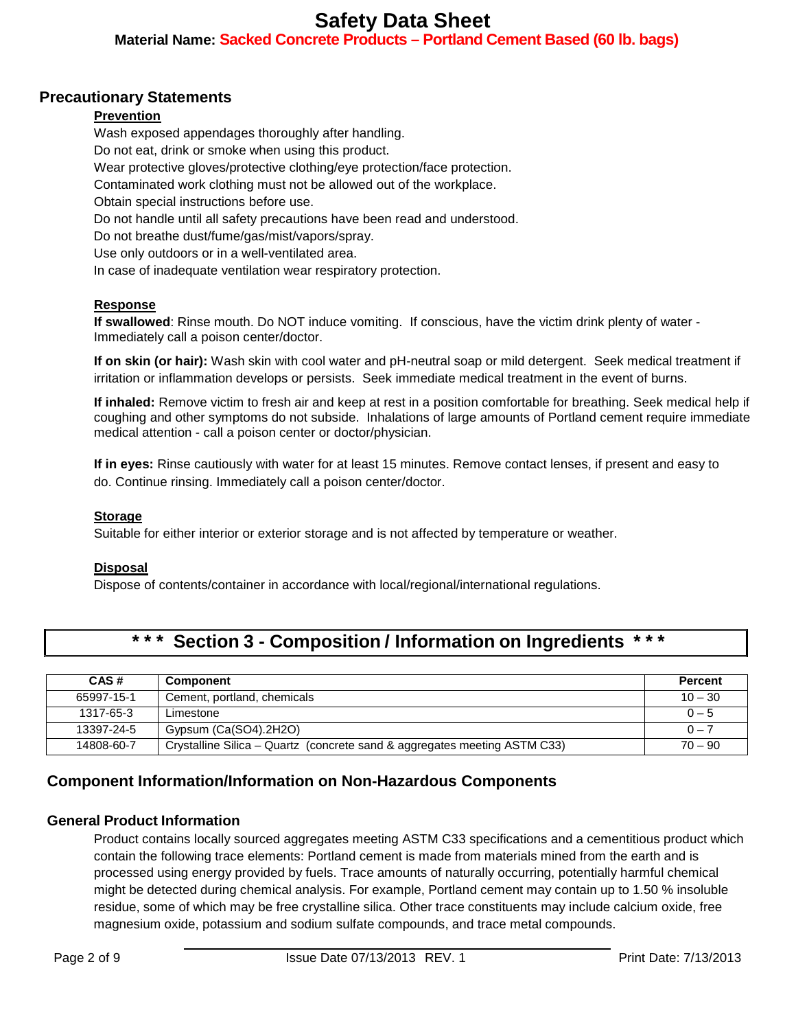## Precautionary Statements

### Prevention

Wash exposed appendages thoroughly after handling.
Do not eat, drink or smoke when using this product.
Wear protective gloves/protective clothing/eye protection/face protection.
Contaminated work clothing must not be allowed out of the workplace.
Obtain special instructions before use.
Do not handle until all safety precautions have been read and understood.
Do not breathe dust/fume/gas/mist/vapors/spray.
Use only outdoors or in a well-ventilated area.
In case of inadequate ventilation wear respiratory protection.

### Response

**If swallowed**: Rinse mouth. Do NOT induce vomiting. If conscious, have the victim drink plenty of water - Immediately call a poison center/doctor.

**If on skin (or hair):** Wash skin with cool water and pH-neutral soap or mild detergent. Seek medical treatment if irritation or inflammation develops or persists. Seek immediate medical treatment in the event of burns.

**If inhaled:** Remove victim to fresh air and keep at rest in a position comfortable for breathing. Seek medical help if coughing and other symptoms do not subside. Inhalations of large amounts of Portland cement require immediate medical attention - call a poison center or doctor/physician.

**If in eyes:** Rinse cautiously with water for at least 15 minutes. Remove contact lenses, if present and easy to do. Continue rinsing. Immediately call a poison center/doctor.

### Storage

Suitable for either interior or exterior storage and is not affected by temperature or weather.

### Disposal

Dispose of contents/container in accordance with local/regional/international regulations.

## * * * Section 3 - Composition / Information on Ingredients * * *

| CAS # | Component | Percent |
|---|---|---|
| 65997-15-1 | Cement, portland, chemicals | 10 – 30 |
| 1317-65-3 | Limestone | 0 – 5 |
| 13397-24-5 | Gypsum (Ca(SO4).2H2O) | 0 – 7 |
| 14808-60-7 | Crystalline Silica – Quartz (concrete sand & aggregates meeting ASTM C33) | 70 – 90 |

## Component Information/Information on Non-Hazardous Components

### General Product Information

Product contains locally sourced aggregates meeting ASTM C33 specifications and a cementitious product which contain the following trace elements: Portland cement is made from materials mined from the earth and is processed using energy provided by fuels. Trace amounts of naturally occurring, potentially harmful chemical might be detected during chemical analysis. For example, Portland cement may contain up to 1.50 % insoluble residue, some of which may be free crystalline silica. Other trace constituents may include calcium oxide, free magnesium oxide, potassium and sodium sulfate compounds, and trace metal compounds.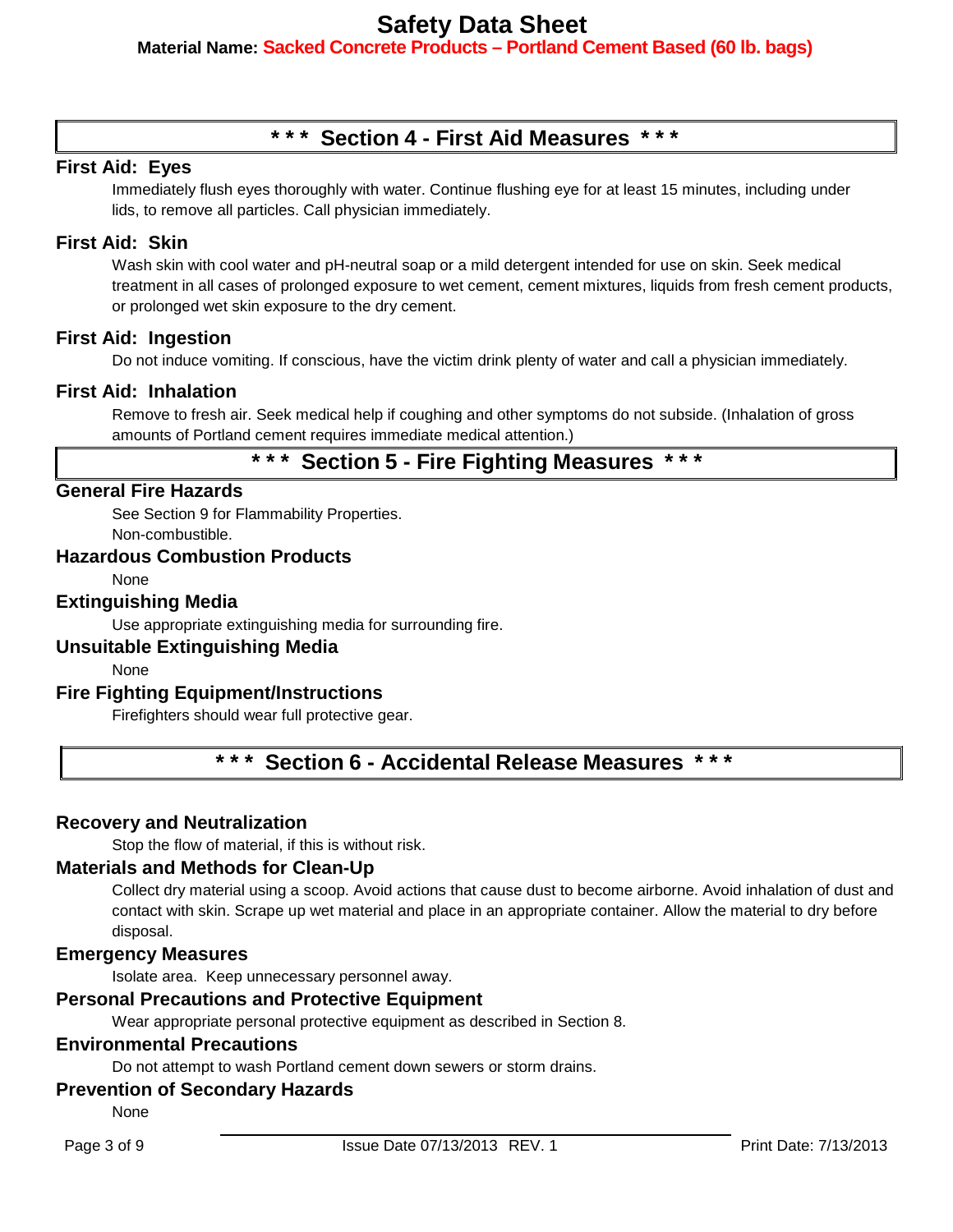## *** Section 4 - First Aid Measures ***

### First Aid: Eyes

Immediately flush eyes thoroughly with water. Continue flushing eye for at least 15 minutes, including under lids, to remove all particles. Call physician immediately.

### First Aid: Skin

Wash skin with cool water and pH-neutral soap or a mild detergent intended for use on skin. Seek medical treatment in all cases of prolonged exposure to wet cement, cement mixtures, liquids from fresh cement products, or prolonged wet skin exposure to the dry cement.

### First Aid: Ingestion

Do not induce vomiting. If conscious, have the victim drink plenty of water and call a physician immediately.

### First Aid: Inhalation

Remove to fresh air. Seek medical help if coughing and other symptoms do not subside. (Inhalation of gross amounts of Portland cement requires immediate medical attention.)

## *** Section 5 - Fire Fighting Measures ***

### General Fire Hazards

See Section 9 for Flammability Properties.
Non-combustible.

### Hazardous Combustion Products

None

### Extinguishing Media

Use appropriate extinguishing media for surrounding fire.

### Unsuitable Extinguishing Media

None

### Fire Fighting Equipment/Instructions

Firefighters should wear full protective gear.

## *** Section 6 - Accidental Release Measures ***

### Recovery and Neutralization

Stop the flow of material, if this is without risk.

### Materials and Methods for Clean-Up

Collect dry material using a scoop. Avoid actions that cause dust to become airborne. Avoid inhalation of dust and contact with skin. Scrape up wet material and place in an appropriate container. Allow the material to dry before disposal.

### Emergency Measures

Isolate area. Keep unnecessary personnel away.

### Personal Precautions and Protective Equipment

Wear appropriate personal protective equipment as described in Section 8.

### Environmental Precautions

Do not attempt to wash Portland cement down sewers or storm drains.

### Prevention of Secondary Hazards

None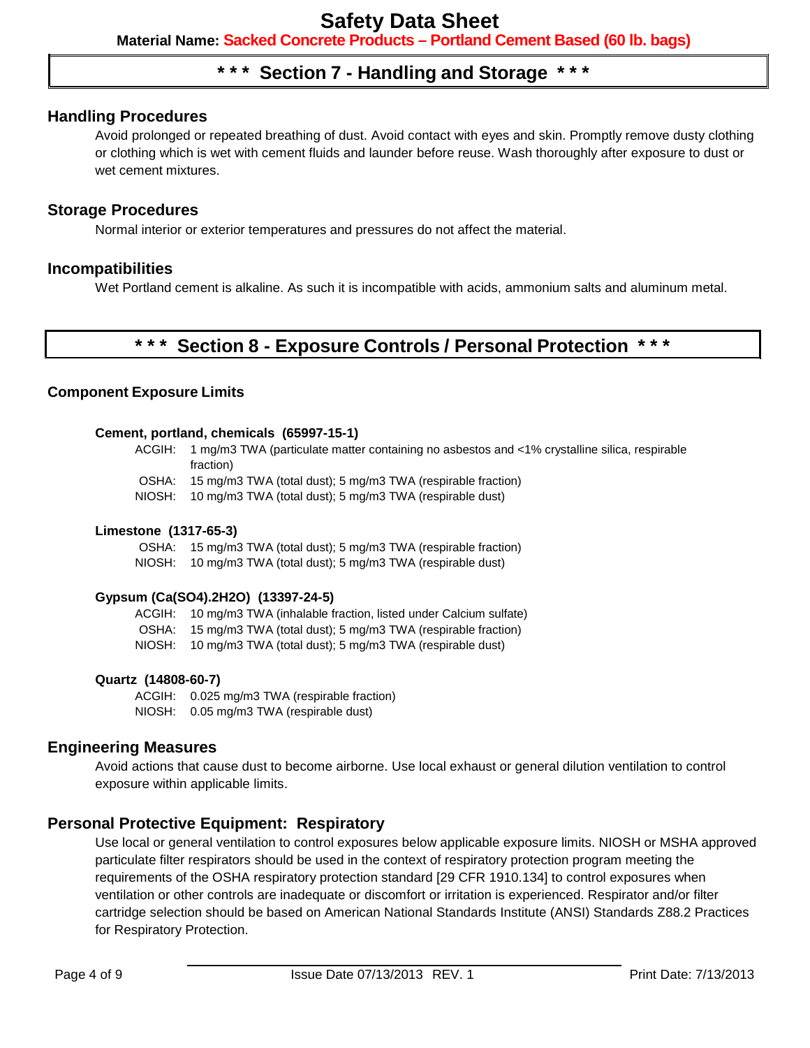## \* \* \* Section 7 - Handling and Storage \* \* \*

### Handling Procedures

Avoid prolonged or repeated breathing of dust. Avoid contact with eyes and skin. Promptly remove dusty clothing or clothing which is wet with cement fluids and launder before reuse. Wash thoroughly after exposure to dust or wet cement mixtures.

### Storage Procedures

Normal interior or exterior temperatures and pressures do not affect the material.

### Incompatibilities

Wet Portland cement is alkaline. As such it is incompatible with acids, ammonium salts and aluminum metal.

## \* \* \* Section 8 - Exposure Controls / Personal Protection \* \* \*

### Component Exposure Limits

**Cement, portland, chemicals (65997-15-1)**

- ACGIH: 1 mg/m3 TWA (particulate matter containing no asbestos and <1% crystalline silica, respirable fraction)
- OSHA: 15 mg/m3 TWA (total dust); 5 mg/m3 TWA (respirable fraction)
- NIOSH: 10 mg/m3 TWA (total dust); 5 mg/m3 TWA (respirable dust)

**Limestone (1317-65-3)**

- OSHA: 15 mg/m3 TWA (total dust); 5 mg/m3 TWA (respirable fraction)
- NIOSH: 10 mg/m3 TWA (total dust); 5 mg/m3 TWA (respirable dust)

**Gypsum (Ca(SO4).2H2O) (13397-24-5)**

- ACGIH: 10 mg/m3 TWA (inhalable fraction, listed under Calcium sulfate)
- OSHA: 15 mg/m3 TWA (total dust); 5 mg/m3 TWA (respirable fraction)
- NIOSH: 10 mg/m3 TWA (total dust); 5 mg/m3 TWA (respirable dust)

**Quartz (14808-60-7)**

- ACGIH: 0.025 mg/m3 TWA (respirable fraction)
- NIOSH: 0.05 mg/m3 TWA (respirable dust)

### Engineering Measures

Avoid actions that cause dust to become airborne. Use local exhaust or general dilution ventilation to control exposure within applicable limits.

### Personal Protective Equipment: Respiratory

Use local or general ventilation to control exposures below applicable exposure limits. NIOSH or MSHA approved particulate filter respirators should be used in the context of respiratory protection program meeting the requirements of the OSHA respiratory protection standard [29 CFR 1910.134] to control exposures when ventilation or other controls are inadequate or discomfort or irritation is experienced. Respirator and/or filter cartridge selection should be based on American National Standards Institute (ANSI) Standards Z88.2 Practices for Respiratory Protection.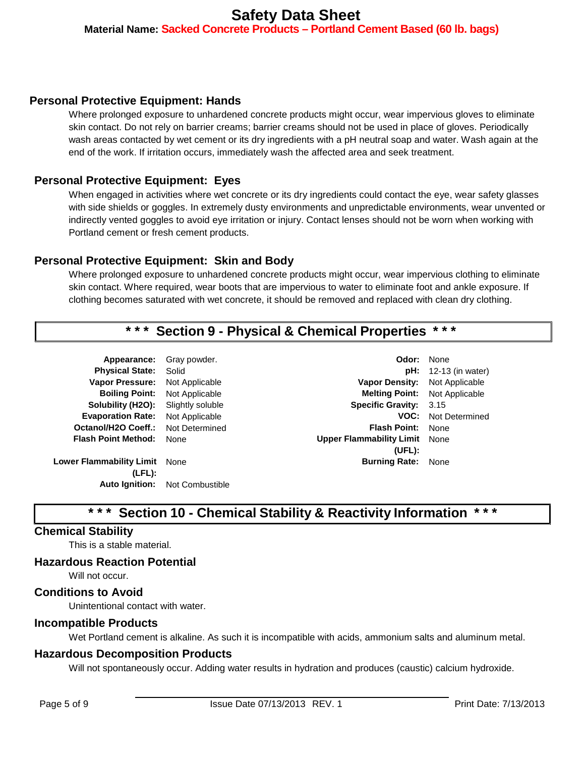### Personal Protective Equipment: Hands

Where prolonged exposure to unhardened concrete products might occur, wear impervious gloves to eliminate skin contact. Do not rely on barrier creams; barrier creams should not be used in place of gloves. Periodically wash areas contacted by wet cement or its dry ingredients with a pH neutral soap and water. Wash again at the end of the work. If irritation occurs, immediately wash the affected area and seek treatment.

### Personal Protective Equipment: Eyes

When engaged in activities where wet concrete or its dry ingredients could contact the eye, wear safety glasses with side shields or goggles. In extremely dusty environments and unpredictable environments, wear unvented or indirectly vented goggles to avoid eye irritation or injury. Contact lenses should not be worn when working with Portland cement or fresh cement products.

### Personal Protective Equipment: Skin and Body

Where prolonged exposure to unhardened concrete products might occur, wear impervious clothing to eliminate skin contact. Where required, wear boots that are impervious to water to eliminate foot and ankle exposure. If clothing becomes saturated with wet concrete, it should be removed and replaced with clean dry clothing.

## * * * Section 9 - Physical & Chemical Properties * * *

| Property | Value | Property | Value |
|---|---|---|---|
| **Appearance:** | Gray powder. | **Odor:** | None |
| **Physical State:** | Solid | **pH:** | 12-13 (in water) |
| **Vapor Pressure:** | Not Applicable | **Vapor Density:** | Not Applicable |
| **Boiling Point:** | Not Applicable | **Melting Point:** | Not Applicable |
| **Solubility (H2O):** | Slightly soluble | **Specific Gravity:** | 3.15 |
| **Evaporation Rate:** | Not Applicable | **VOC:** | Not Determined |
| **Octanol/H2O Coeff.:** | Not Determined | **Flash Point:** | None |
| **Flash Point Method:** | None | **Upper Flammability Limit (UFL):** | None |
| **Lower Flammability Limit (LFL):** | None | **Burning Rate:** | None |
| **Auto Ignition:** | Not Combustible | | |

## * * * Section 10 - Chemical Stability & Reactivity Information * * *

### Chemical Stability

This is a stable material.

### Hazardous Reaction Potential

Will not occur.

### Conditions to Avoid

Unintentional contact with water.

### Incompatible Products

Wet Portland cement is alkaline. As such it is incompatible with acids, ammonium salts and aluminum metal.

### Hazardous Decomposition Products

Will not spontaneously occur. Adding water results in hydration and produces (caustic) calcium hydroxide.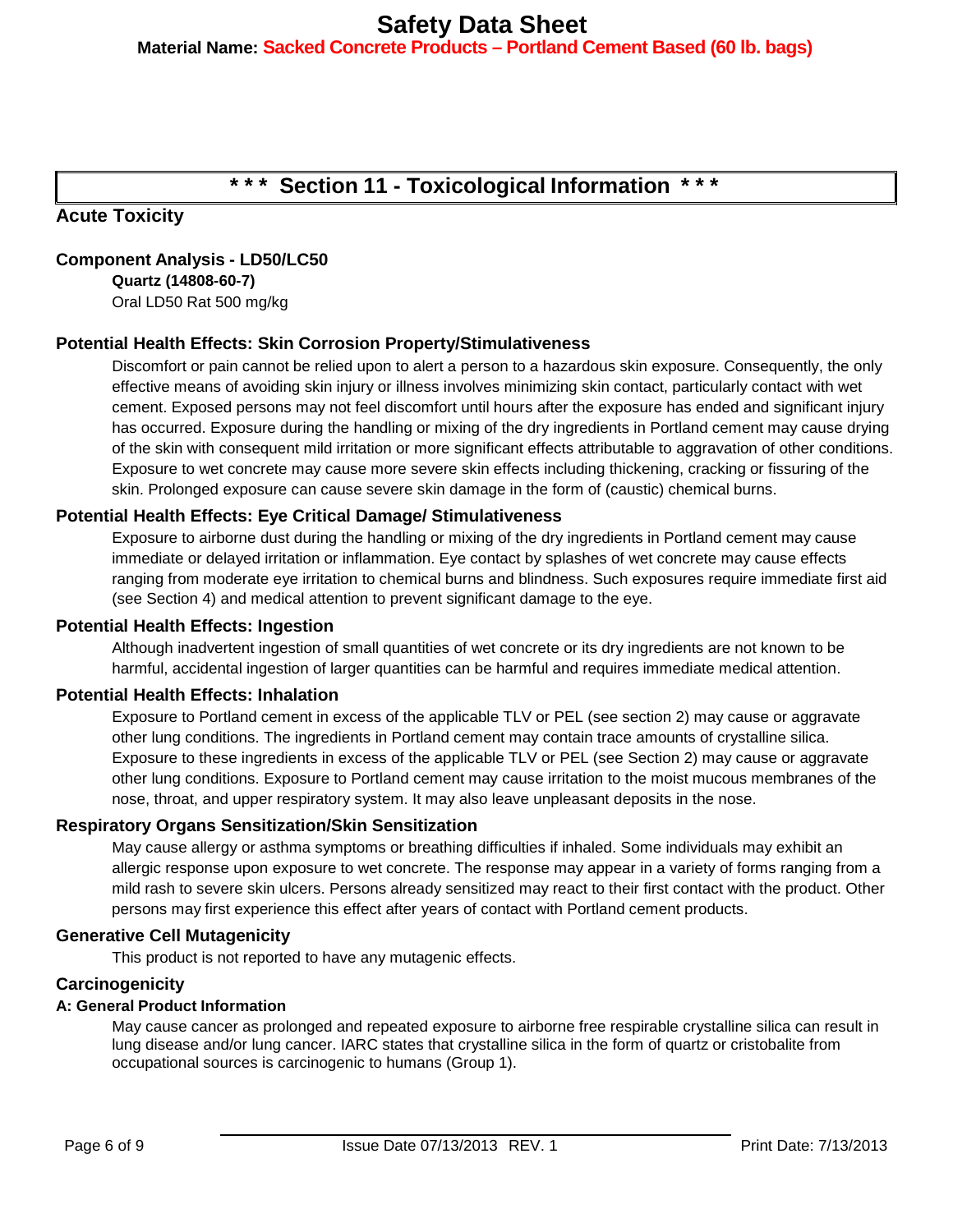# *** Section 11 - Toxicological Information ***

## Acute Toxicity

### Component Analysis - LD50/LC50

**Quartz (14808-60-7)**

Oral LD50 Rat 500 mg/kg

### Potential Health Effects: Skin Corrosion Property/Stimulativeness

Discomfort or pain cannot be relied upon to alert a person to a hazardous skin exposure. Consequently, the only effective means of avoiding skin injury or illness involves minimizing skin contact, particularly contact with wet cement. Exposed persons may not feel discomfort until hours after the exposure has ended and significant injury has occurred. Exposure during the handling or mixing of the dry ingredients in Portland cement may cause drying of the skin with consequent mild irritation or more significant effects attributable to aggravation of other conditions. Exposure to wet concrete may cause more severe skin effects including thickening, cracking or fissuring of the skin. Prolonged exposure can cause severe skin damage in the form of (caustic) chemical burns.

### Potential Health Effects: Eye Critical Damage/ Stimulativeness

Exposure to airborne dust during the handling or mixing of the dry ingredients in Portland cement may cause immediate or delayed irritation or inflammation. Eye contact by splashes of wet concrete may cause effects ranging from moderate eye irritation to chemical burns and blindness. Such exposures require immediate first aid (see Section 4) and medical attention to prevent significant damage to the eye.

### Potential Health Effects: Ingestion

Although inadvertent ingestion of small quantities of wet concrete or its dry ingredients are not known to be harmful, accidental ingestion of larger quantities can be harmful and requires immediate medical attention.

### Potential Health Effects: Inhalation

Exposure to Portland cement in excess of the applicable TLV or PEL (see section 2) may cause or aggravate other lung conditions. The ingredients in Portland cement may contain trace amounts of crystalline silica. Exposure to these ingredients in excess of the applicable TLV or PEL (see Section 2) may cause or aggravate other lung conditions. Exposure to Portland cement may cause irritation to the moist mucous membranes of the nose, throat, and upper respiratory system. It may also leave unpleasant deposits in the nose.

### Respiratory Organs Sensitization/Skin Sensitization

May cause allergy or asthma symptoms or breathing difficulties if inhaled. Some individuals may exhibit an allergic response upon exposure to wet concrete. The response may appear in a variety of forms ranging from a mild rash to severe skin ulcers. Persons already sensitized may react to their first contact with the product. Other persons may first experience this effect after years of contact with Portland cement products.

### Generative Cell Mutagenicity

This product is not reported to have any mutagenic effects.

### Carcinogenicity

**A: General Product Information**

May cause cancer as prolonged and repeated exposure to airborne free respirable crystalline silica can result in lung disease and/or lung cancer. IARC states that crystalline silica in the form of quartz or cristobalite from occupational sources is carcinogenic to humans (Group 1).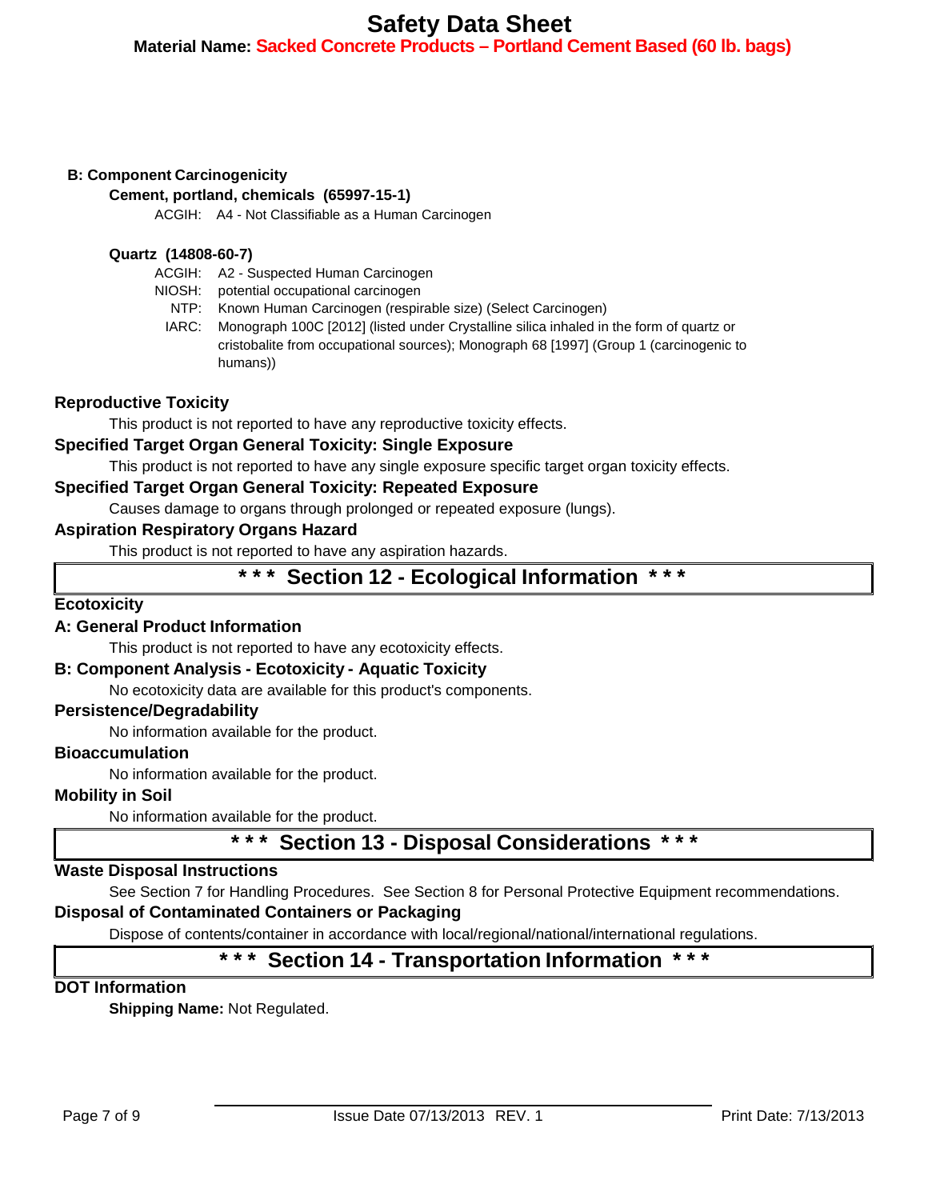### B: Component Carcinogenicity

**Cement, portland, chemicals (65997-15-1)**

ACGIH: A4 - Not Classifiable as a Human Carcinogen

**Quartz (14808-60-7)**

ACGIH: A2 - Suspected Human Carcinogen
NIOSH: potential occupational carcinogen
NTP: Known Human Carcinogen (respirable size) (Select Carcinogen)
IARC: Monograph 100C [2012] (listed under Crystalline silica inhaled in the form of quartz or cristobalite from occupational sources); Monograph 68 [1997] (Group 1 (carcinogenic to humans))

### Reproductive Toxicity

This product is not reported to have any reproductive toxicity effects.

### Specified Target Organ General Toxicity: Single Exposure

This product is not reported to have any single exposure specific target organ toxicity effects.

### Specified Target Organ General Toxicity: Repeated Exposure

Causes damage to organs through prolonged or repeated exposure (lungs).

### Aspiration Respiratory Organs Hazard

This product is not reported to have any aspiration hazards.

## * * * Section 12 - Ecological Information * * *

### Ecotoxicity

### A: General Product Information

This product is not reported to have any ecotoxicity effects.

### B: Component Analysis - Ecotoxicity - Aquatic Toxicity

No ecotoxicity data are available for this product's components.

### Persistence/Degradability

No information available for the product.

### Bioaccumulation

No information available for the product.

### Mobility in Soil

No information available for the product.

## * * * Section 13 - Disposal Considerations * * *

### Waste Disposal Instructions

See Section 7 for Handling Procedures. See Section 8 for Personal Protective Equipment recommendations.

### Disposal of Contaminated Containers or Packaging

Dispose of contents/container in accordance with local/regional/national/international regulations.

## * * * Section 14 - Transportation Information * * *

### DOT Information

**Shipping Name:** Not Regulated.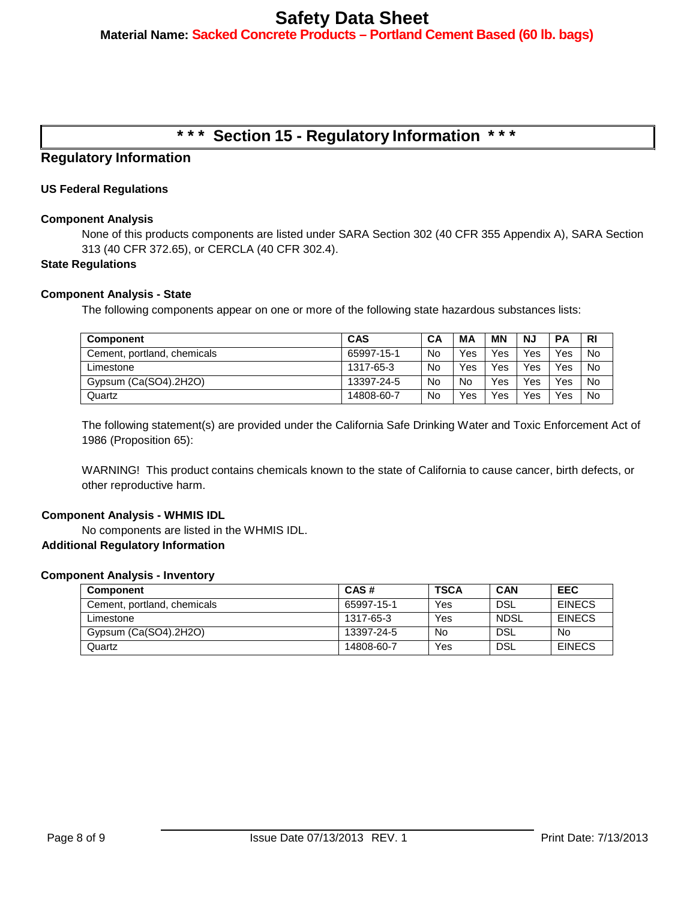## *** Section 15 - Regulatory Information ***

### Regulatory Information

**US Federal Regulations**

**Component Analysis**

None of this products components are listed under SARA Section 302 (40 CFR 355 Appendix A), SARA Section 313 (40 CFR 372.65), or CERCLA (40 CFR 302.4).

**State Regulations**

**Component Analysis - State**

The following components appear on one or more of the following state hazardous substances lists:

| Component | CAS | CA | MA | MN | NJ | PA | RI |
|---|---|---|---|---|---|---|---|
| Cement, portland, chemicals | 65997-15-1 | No | Yes | Yes | Yes | Yes | No |
| Limestone | 1317-65-3 | No | Yes | Yes | Yes | Yes | No |
| Gypsum (Ca(SO4).2H2O) | 13397-24-5 | No | No | Yes | Yes | Yes | No |
| Quartz | 14808-60-7 | No | Yes | Yes | Yes | Yes | No |

The following statement(s) are provided under the California Safe Drinking Water and Toxic Enforcement Act of 1986 (Proposition 65):

WARNING! This product contains chemicals known to the state of California to cause cancer, birth defects, or other reproductive harm.

**Component Analysis - WHMIS IDL**

No components are listed in the WHMIS IDL.

**Additional Regulatory Information**

**Component Analysis - Inventory**

| Component | CAS # | TSCA | CAN | EEC |
|---|---|---|---|---|
| Cement, portland, chemicals | 65997-15-1 | Yes | DSL | EINECS |
| Limestone | 1317-65-3 | Yes | NDSL | EINECS |
| Gypsum (Ca(SO4).2H2O) | 13397-24-5 | No | DSL | No |
| Quartz | 14808-60-7 | Yes | DSL | EINECS |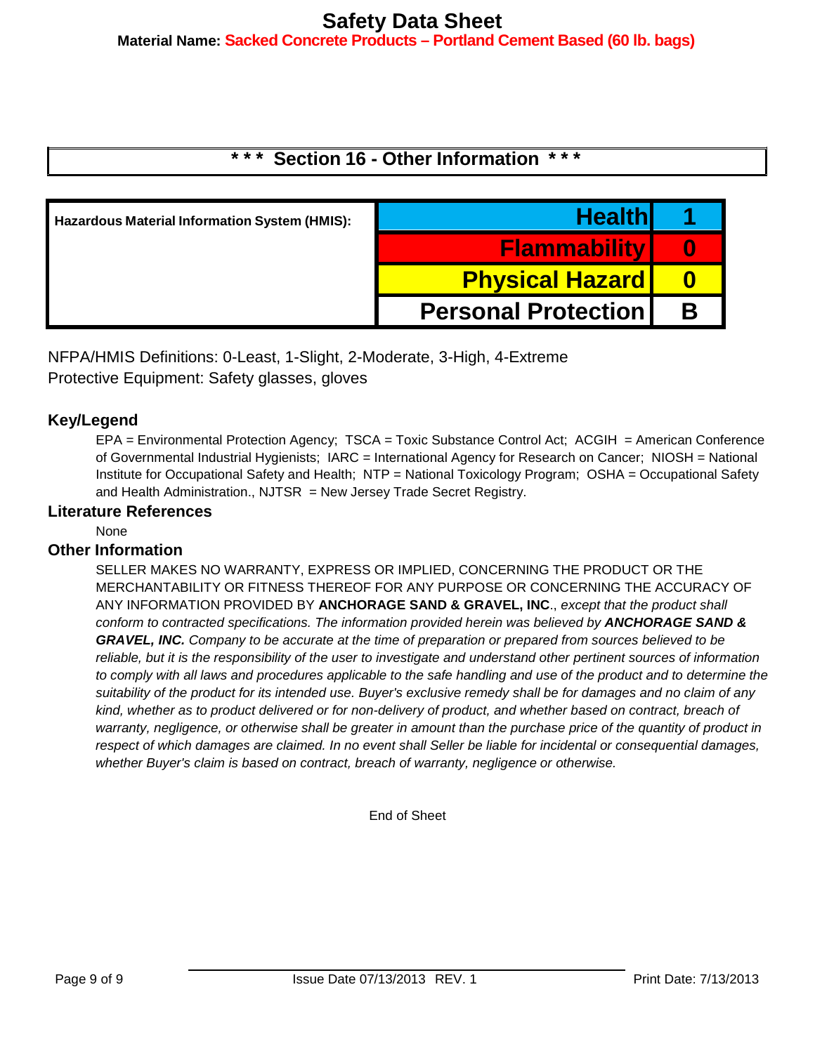# *** Section 16 - Other Information ***

| | | |
|---|---|---|
| **Hazardous Material Information System (HMIS):** | **Health** | **1** |
| | **Flammability** | **0** |
| | **Physical Hazard** | **0** |
| | **Personal Protection** | **B** |

NFPA/HMIS Definitions: 0-Least, 1-Slight, 2-Moderate, 3-High, 4-Extreme
Protective Equipment: Safety glasses, gloves

## Key/Legend

EPA = Environmental Protection Agency; TSCA = Toxic Substance Control Act; ACGIH = American Conference of Governmental Industrial Hygienists; IARC = International Agency for Research on Cancer; NIOSH = National Institute for Occupational Safety and Health; NTP = National Toxicology Program; OSHA = Occupational Safety and Health Administration., NJTSR = New Jersey Trade Secret Registry.

## Literature References

None

## Other Information

SELLER MAKES NO WARRANTY, EXPRESS OR IMPLIED, CONCERNING THE PRODUCT OR THE MERCHANTABILITY OR FITNESS THEREOF FOR ANY PURPOSE OR CONCERNING THE ACCURACY OF ANY INFORMATION PROVIDED BY **ANCHORAGE SAND & GRAVEL, INC**., *except that the product shall conform to contracted specifications. The information provided herein was believed by* ***ANCHORAGE SAND & GRAVEL, INC.*** *Company to be accurate at the time of preparation or prepared from sources believed to be reliable, but it is the responsibility of the user to investigate and understand other pertinent sources of information to comply with all laws and procedures applicable to the safe handling and use of the product and to determine the suitability of the product for its intended use. Buyer's exclusive remedy shall be for damages and no claim of any kind, whether as to product delivered or for non-delivery of product, and whether based on contract, breach of warranty, negligence, or otherwise shall be greater in amount than the purchase price of the quantity of product in respect of which damages are claimed. In no event shall Seller be liable for incidental or consequential damages, whether Buyer's claim is based on contract, breach of warranty, negligence or otherwise.*

End of Sheet